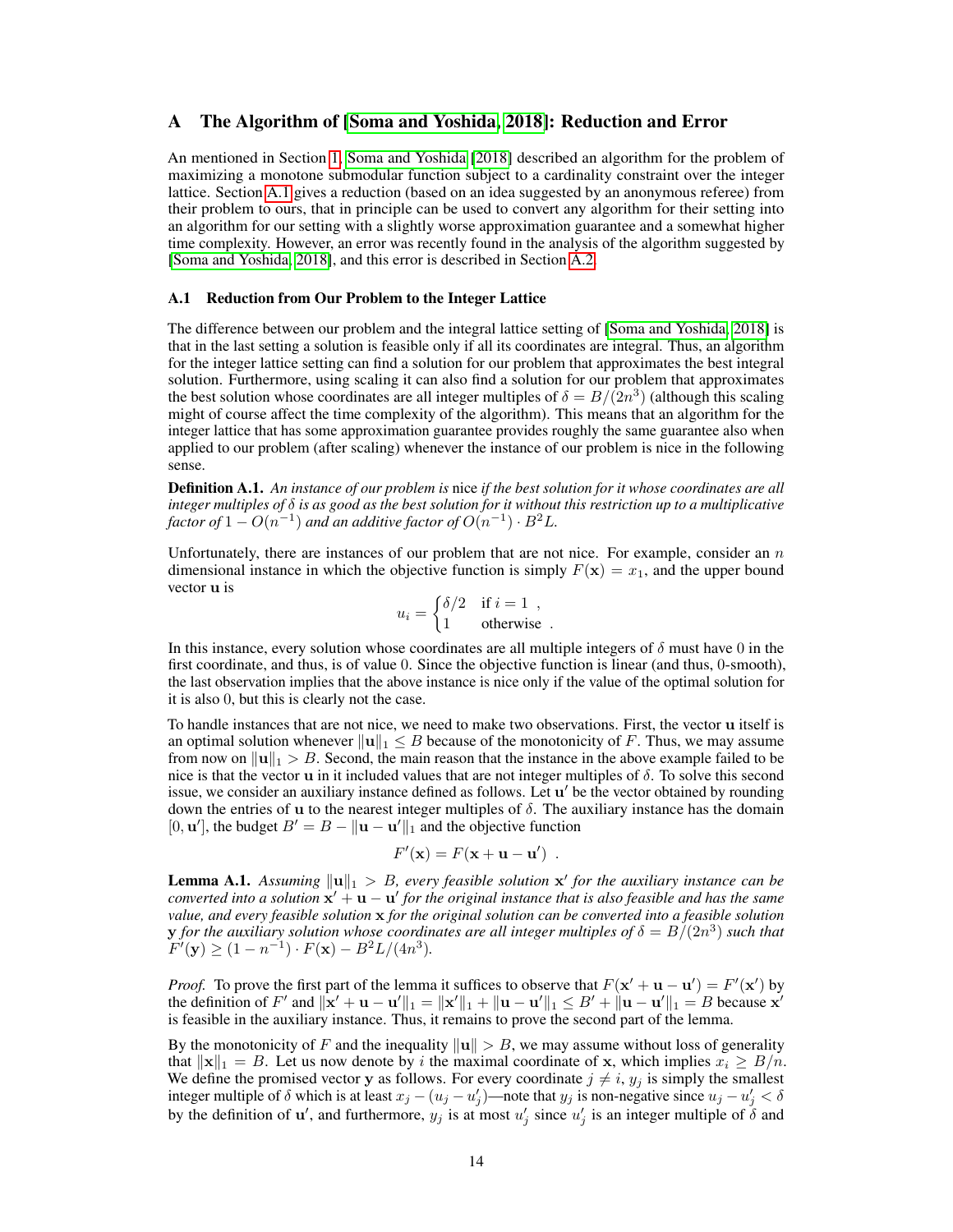# A The Algorithm of [Soma and Yoshida, 2018]: Reduction and Error

An mentioned in Section 1, Soma and Yoshida [2018] described an algorithm for the problem of maximizing a monotone submodular function subject to a cardinality constraint over the integer lattice. Section A.1 gives a reduction (based on an idea suggested by an anonymous referee) from their problem to ours, that in principle can be used to convert any algorithm for their setting into an algorithm for our setting with a slightly worse approximation guarantee and a somewhat higher time complexity. However, an error was recently found in the analysis of the algorithm suggested by [Soma and Yoshida, 2018], and this error is described in Section A.2.

## A.1 Reduction from Our Problem to the Integer Lattice

The difference between our problem and the integral lattice setting of [Soma and Yoshida, 2018] is that in the last setting a solution is feasible only if all its coordinates are integral. Thus, an algorithm for the integer lattice setting can find a solution for our problem that approximates the best integral solution. Furthermore, using scaling it can also find a solution for our problem that approximates the best solution whose coordinates are all integer multiples of $\delta = B/(2n^3)$ (although this scaling might of course affect the time complexity of the algorithm). This means that an algorithm for the integer lattice that has some approximation guarantee provides roughly the same guarantee also when applied to our problem (after scaling) whenever the instance of our problem is nice in the following sense.

**Definition A.1.** *An instance of our problem is* nice *if the best solution for it whose coordinates are all integer multiples of $\delta$ is as good as the best solution for it without this restriction up to a multiplicative factor of $1 - O(n^{-1})$ and an additive factor of $O(n^{-1}) \cdot B^2L$.*

Unfortunately, there are instances of our problem that are not nice. For example, consider an $n$ dimensional instance in which the objective function is simply $F(\mathbf{x}) = x_1$, and the upper bound vector $\mathbf{u}$ is

$$u_i = \begin{cases} \delta/2 & \text{if } i = 1 \ , \\ 1 & \text{otherwise} \ . \end{cases}$$

In this instance, every solution whose coordinates are all multiple integers of $\delta$ must have 0 in the first coordinate, and thus, is of value 0. Since the objective function is linear (and thus, 0-smooth), the last observation implies that the above instance is nice only if the value of the optimal solution for it is also 0, but this is clearly not the case.

To handle instances that are not nice, we need to make two observations. First, the vector $\mathbf{u}$ itself is an optimal solution whenever $\|\mathbf{u}\|_1 \leq B$ because of the monotonicity of $F$. Thus, we may assume from now on $\|\mathbf{u}\|_1 > B$. Second, the main reason that the instance in the above example failed to be nice is that the vector $\mathbf{u}$ in it included values that are not integer multiples of $\delta$. To solve this second issue, we consider an auxiliary instance defined as follows. Let $\mathbf{u}'$ be the vector obtained by rounding down the entries of $\mathbf{u}$ to the nearest integer multiples of $\delta$. The auxiliary instance has the domain $[0, \mathbf{u}']$, the budget $B' = B - \|\mathbf{u} - \mathbf{u}'\|_1$ and the objective function

$$F'(\mathbf{x}) = F(\mathbf{x} + \mathbf{u} - \mathbf{u}') \ .$$

**Lemma A.1.** *Assuming $\|\mathbf{u}\|_1 > B$, every feasible solution $\mathbf{x}'$ for the auxiliary instance can be converted into a solution $\mathbf{x}' + \mathbf{u} - \mathbf{u}'$ for the original instance that is also feasible and has the same value, and every feasible solution $\mathbf{x}$ for the original solution can be converted into a feasible solution $\mathbf{y}$ for the auxiliary solution whose coordinates are all integer multiples of $\delta = B/(2n^3)$ such that $F'(\mathbf{y}) \geq (1 - n^{-1}) \cdot F(\mathbf{x}) - B^2L/(4n^3)$.*

*Proof.* To prove the first part of the lemma it suffices to observe that $F(\mathbf{x}' + \mathbf{u} - \mathbf{u}') = F'(\mathbf{x}')$ by the definition of $F'$ and $\|\mathbf{x}' + \mathbf{u} - \mathbf{u}'\|_1 = \|\mathbf{x}'\|_1 + \|\mathbf{u} - \mathbf{u}'\|_1 \leq B' + \|\mathbf{u} - \mathbf{u}'\|_1 = B$ because $\mathbf{x}'$ is feasible in the auxiliary instance. Thus, it remains to prove the second part of the lemma.

By the monotonicity of $F$ and the inequality $\|\mathbf{u}\| > B$, we may assume without loss of generality that $\|\mathbf{x}\|_1 = B$. Let us now denote by $i$ the maximal coordinate of $\mathbf{x}$, which implies $x_i \geq B/n$. We define the promised vector $\mathbf{y}$ as follows. For every coordinate $j \neq i$, $y_j$ is simply the smallest integer multiple of $\delta$ which is at least $x_j - (u_j - u'_j)$—note that $y_j$ is non-negative since $u_j - u'_j < \delta$ by the definition of $\mathbf{u}'$, and furthermore, $y_j$ is at most $u'_j$ since $u'_j$ is an integer multiple of $\delta$ and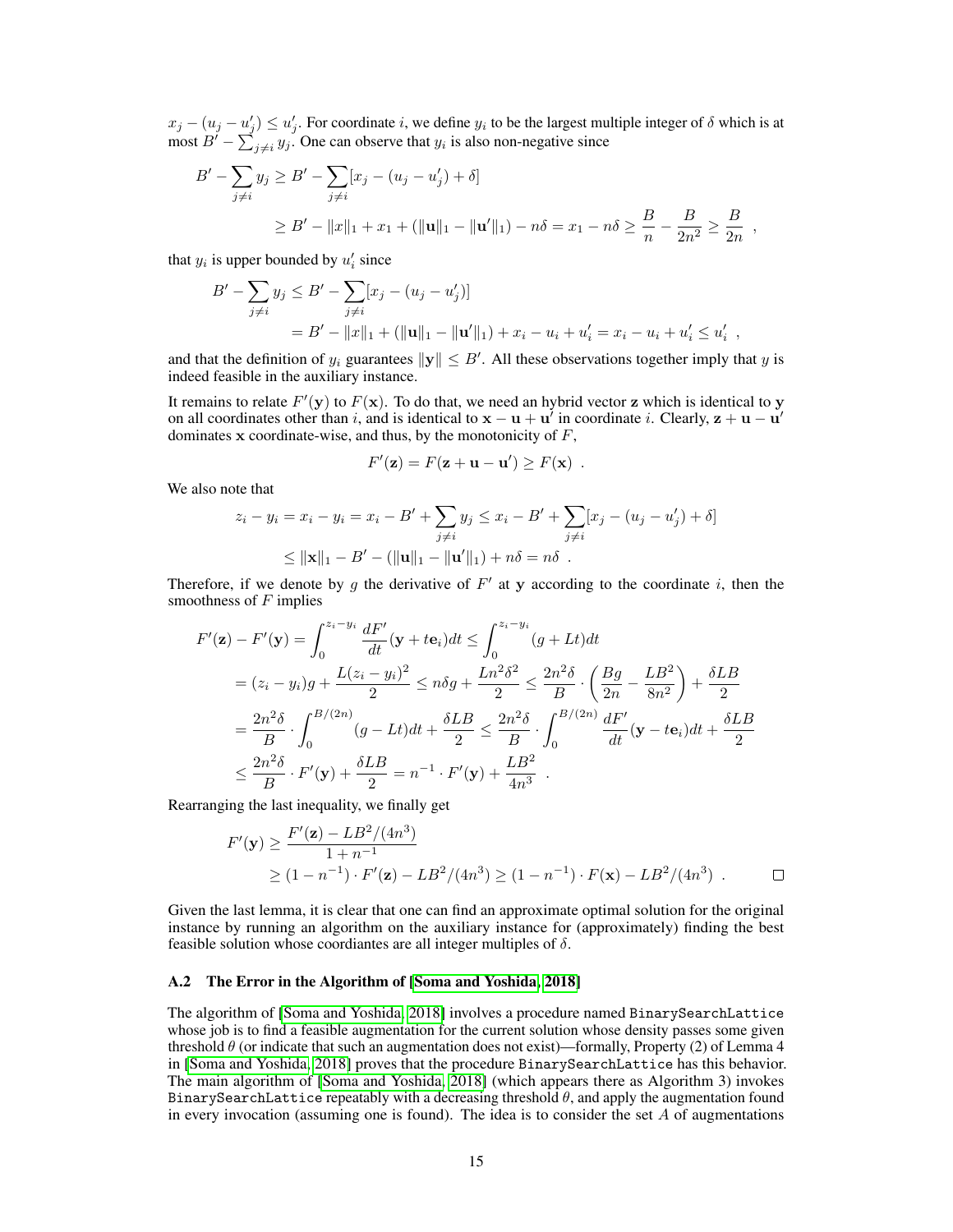$x_j - (u_j - u'_j) \leq u'_j$. For coordinate $i$, we define $y_i$ to be the largest multiple integer of $\delta$ which is at most $B' - \sum_{j \neq i} y_j$. One can observe that $y_i$ is also non-negative since

$$
\begin{aligned}
B' - \sum_{j \neq i} y_j &\geq B' - \sum_{j \neq i} [x_j - (u_j - u'_j) + \delta] \\
&\geq B' - \|x\|_1 + x_1 + (\|\mathbf{u}\|_1 - \|\mathbf{u}'\|_1) - n\delta = x_1 - n\delta \geq \frac{B}{n} - \frac{B}{2n^2} \geq \frac{B}{2n} \enspace ,
\end{aligned}
$$

that $y_i$ is upper bounded by $u'_i$ since

$$
\begin{aligned}
B' - \sum_{j \neq i} y_j &\leq B' - \sum_{j \neq i} [x_j - (u_j - u'_j)] \\
&= B' - \|x\|_1 + (\|\mathbf{u}\|_1 - \|\mathbf{u}'\|_1) + x_i - u_i + u'_i = x_i - u_i + u'_i \leq u'_i \enspace ,
\end{aligned}
$$

and that the definition of $y_i$ guarantees $\|\mathbf{y}\| \leq B'$. All these observations together imply that $y$ is indeed feasible in the auxiliary instance.

It remains to relate $F'(\mathbf{y})$ to $F(\mathbf{x})$. To do that, we need an hybrid vector $\mathbf{z}$ which is identical to $\mathbf{y}$ on all coordinates other than $i$, and is identical to $\mathbf{x} - \mathbf{u} + \mathbf{u}'$ in coordinate $i$. Clearly, $\mathbf{z} + \mathbf{u} - \mathbf{u}'$ dominates $\mathbf{x}$ coordinate-wise, and thus, by the monotonicity of $F$,

$$
F'(\mathbf{z}) = F(\mathbf{z} + \mathbf{u} - \mathbf{u}') \geq F(\mathbf{x}) \enspace .
$$

We also note that

$$
\begin{aligned}
z_i - y_i = x_i - y_i = x_i - B' + \sum_{j \neq i} y_j &\leq x_i - B' + \sum_{j \neq i} [x_j - (u_j - u'_j) + \delta] \\
&\leq \|\mathbf{x}\|_1 - B' - (\|\mathbf{u}\|_1 - \|\mathbf{u}'\|_1) + n\delta = n\delta \enspace .
\end{aligned}
$$

Therefore, if we denote by $g$ the derivative of $F'$ at $\mathbf{y}$ according to the coordinate $i$, then the smoothness of $F$ implies

$$
\begin{aligned}
F'(\mathbf{z}) - F'(\mathbf{y}) &= \int_0^{z_i - y_i} \frac{dF'}{dt}(\mathbf{y} + t\mathbf{e}_i) dt \leq \int_0^{z_i - y_i} (g + Lt) dt \\
&= (z_i - y_i) g + \frac{L(z_i - y_i)^2}{2} \leq n\delta g + \frac{Ln^2\delta^2}{2} \leq \frac{2n^2\delta}{B} \cdot \left( \frac{Bg}{2n} - \frac{LB^2}{8n^2} \right) + \frac{\delta LB}{2} \\
&= \frac{2n^2\delta}{B} \cdot \int_0^{B/(2n)} (g - Lt) dt + \frac{\delta LB}{2} \leq \frac{2n^2\delta}{B} \cdot \int_0^{B/(2n)} \frac{dF'}{dt}(\mathbf{y} - t\mathbf{e}_i) dt + \frac{\delta LB}{2} \\
&\leq \frac{2n^2\delta}{B} \cdot F'(\mathbf{y}) + \frac{\delta LB}{2} = n^{-1} \cdot F'(\mathbf{y}) + \frac{LB^2}{4n^3} \enspace .
\end{aligned}
$$

Rearranging the last inequality, we finally get

$$
\begin{aligned}
F'(\mathbf{y}) &\geq \frac{F'(\mathbf{z}) - LB^2/(4n^3)}{1 + n^{-1}} \\
&\geq (1 - n^{-1}) \cdot F'(\mathbf{z}) - LB^2/(4n^3) \geq (1 - n^{-1}) \cdot F(\mathbf{x}) - LB^2/(4n^3) \enspace . \qquad \square
\end{aligned}
$$

Given the last lemma, it is clear that one can find an approximate optimal solution for the original instance by running an algorithm on the auxiliary instance for (approximately) finding the best feasible solution whose coordiantes are all integer multiples of $\delta$.

### A.2 The Error in the Algorithm of [Soma and Yoshida, 2018]

The algorithm of [Soma and Yoshida, 2018] involves a procedure named BinarySearchLattice whose job is to find a feasible augmentation for the current solution whose density passes some given threshold $\theta$ (or indicate that such an augmentation does not exist)—formally, Property (2) of Lemma 4 in [Soma and Yoshida, 2018] proves that the procedure BinarySearchLattice has this behavior. The main algorithm of [Soma and Yoshida, 2018] (which appears there as Algorithm 3) invokes BinarySearchLattice repeatably with a decreasing threshold $\theta$, and apply the augmentation found in every invocation (assuming one is found). The idea is to consider the set $A$ of augmentations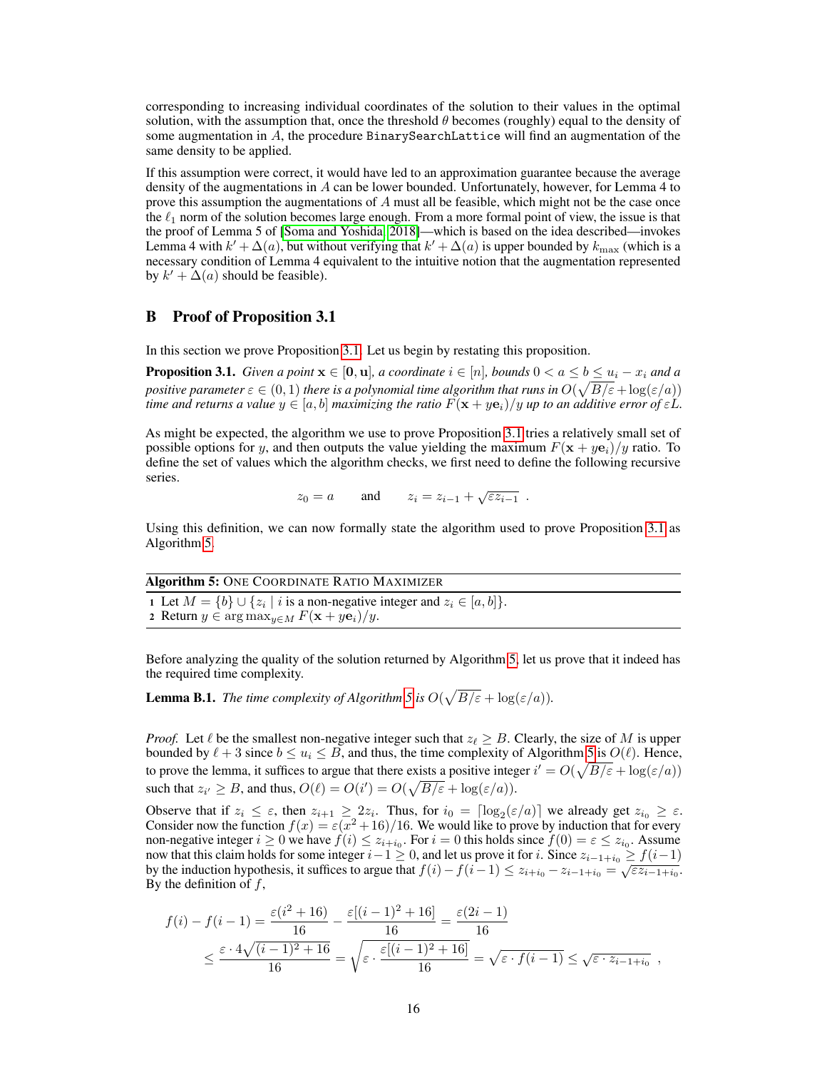corresponding to increasing individual coordinates of the solution to their values in the optimal solution, with the assumption that, once the threshold $\theta$ becomes (roughly) equal to the density of some augmentation in $A$, the procedure `BinarySearchLattice` will find an augmentation of the same density to be applied.

If this assumption were correct, it would have led to an approximation guarantee because the average density of the augmentations in $A$ can be lower bounded. Unfortunately, however, for Lemma 4 to prove this assumption the augmentations of $A$ must all be feasible, which might not be the case once the $\ell_1$ norm of the solution becomes large enough. From a more formal point of view, the issue is that the proof of Lemma 5 of [Soma and Yoshida, 2018]—which is based on the idea described—invokes Lemma 4 with $k' + \Delta(a)$, but without verifying that $k' + \Delta(a)$ is upper bounded by $k_{\max}$ (which is a necessary condition of Lemma 4 equivalent to the intuitive notion that the augmentation represented by $k' + \Delta(a)$ should be feasible).

## B Proof of Proposition 3.1

In this section we prove Proposition 3.1. Let us begin by restating this proposition.

**Proposition 3.1.** *Given a point $\mathbf{x} \in [\mathbf{0}, \mathbf{u}]$, a coordinate $i \in [n]$, bounds $0 < a \leq b \leq u_i - x_i$ and a positive parameter $\varepsilon \in (0, 1)$ there is a polynomial time algorithm that runs in $O(\sqrt{B/\varepsilon} + \log(\varepsilon/a))$ time and returns a value $y \in [a, b]$ maximizing the ratio $F(\mathbf{x} + y\mathbf{e}_i)/y$ up to an additive error of $\varepsilon L$.*

As might be expected, the algorithm we use to prove Proposition 3.1 tries a relatively small set of possible options for $y$, and then outputs the value yielding the maximum $F(\mathbf{x} + y\mathbf{e}_i)/y$ ratio. To define the set of values which the algorithm checks, we first need to define the following recursive series.

$$z_0 = a \qquad \text{and} \qquad z_i = z_{i-1} + \sqrt{\varepsilon z_{i-1}} \enspace .$$

Using this definition, we can now formally state the algorithm used to prove Proposition 3.1 as Algorithm 5.

**Algorithm 5:** ONE COORDINATE RATIO MAXIMIZER

```
1 Let M = {b} ∪ {z_i | i is a non-negative integer and z_i ∈ [a, b]}.
2 Return y ∈ arg max_{y∈M} F(x + ye_i)/y.
```

Before analyzing the quality of the solution returned by Algorithm 5, let us prove that it indeed has the required time complexity.

**Lemma B.1.** *The time complexity of Algorithm 5 is $O(\sqrt{B/\varepsilon} + \log(\varepsilon/a))$.*

*Proof.* Let $\ell$ be the smallest non-negative integer such that $z_\ell \geq B$. Clearly, the size of $M$ is upper bounded by $\ell + 3$ since $b \leq u_i \leq B$, and thus, the time complexity of Algorithm 5 is $O(\ell)$. Hence, to prove the lemma, it suffices to argue that there exists a positive integer $i' = O(\sqrt{B/\varepsilon} + \log(\varepsilon/a))$ such that $z_{i'} \geq B$, and thus, $O(\ell) = O(i') = O(\sqrt{B/\varepsilon} + \log(\varepsilon/a))$.

Observe that if $z_i \leq \varepsilon$, then $z_{i+1} \geq 2z_i$. Thus, for $i_0 = \lceil \log_2(\varepsilon/a) \rceil$ we already get $z_{i_0} \geq \varepsilon$. Consider now the function $f(x) = \varepsilon(x^2 + 16)/16$. We would like to prove by induction that for every non-negative integer $i \geq 0$ we have $f(i) \leq z_{i+i_0}$. For $i = 0$ this holds since $f(0) = \varepsilon \leq z_{i_0}$. Assume now that this claim holds for some integer $i - 1 \geq 0$, and let us prove it for $i$. Since $z_{i-1+i_0} \geq f(i-1)$ by the induction hypothesis, it suffices to argue that $f(i) - f(i-1) \leq z_{i+i_0} - z_{i-1+i_0} = \sqrt{\varepsilon z_{i-1+i_0}}$. By the definition of $f$,

$$\begin{aligned}
f(i) - f(i-1) &= \frac{\varepsilon(i^2 + 16)}{16} - \frac{\varepsilon[(i-1)^2 + 16]}{16} = \frac{\varepsilon(2i-1)}{16} \\
&\leq \frac{\varepsilon \cdot 4\sqrt{(i-1)^2 + 16}}{16} = \sqrt{\varepsilon \cdot \frac{\varepsilon[(i-1)^2 + 16]}{16}} = \sqrt{\varepsilon \cdot f(i-1)} \leq \sqrt{\varepsilon \cdot z_{i-1+i_0}} \enspace ,
\end{aligned}$$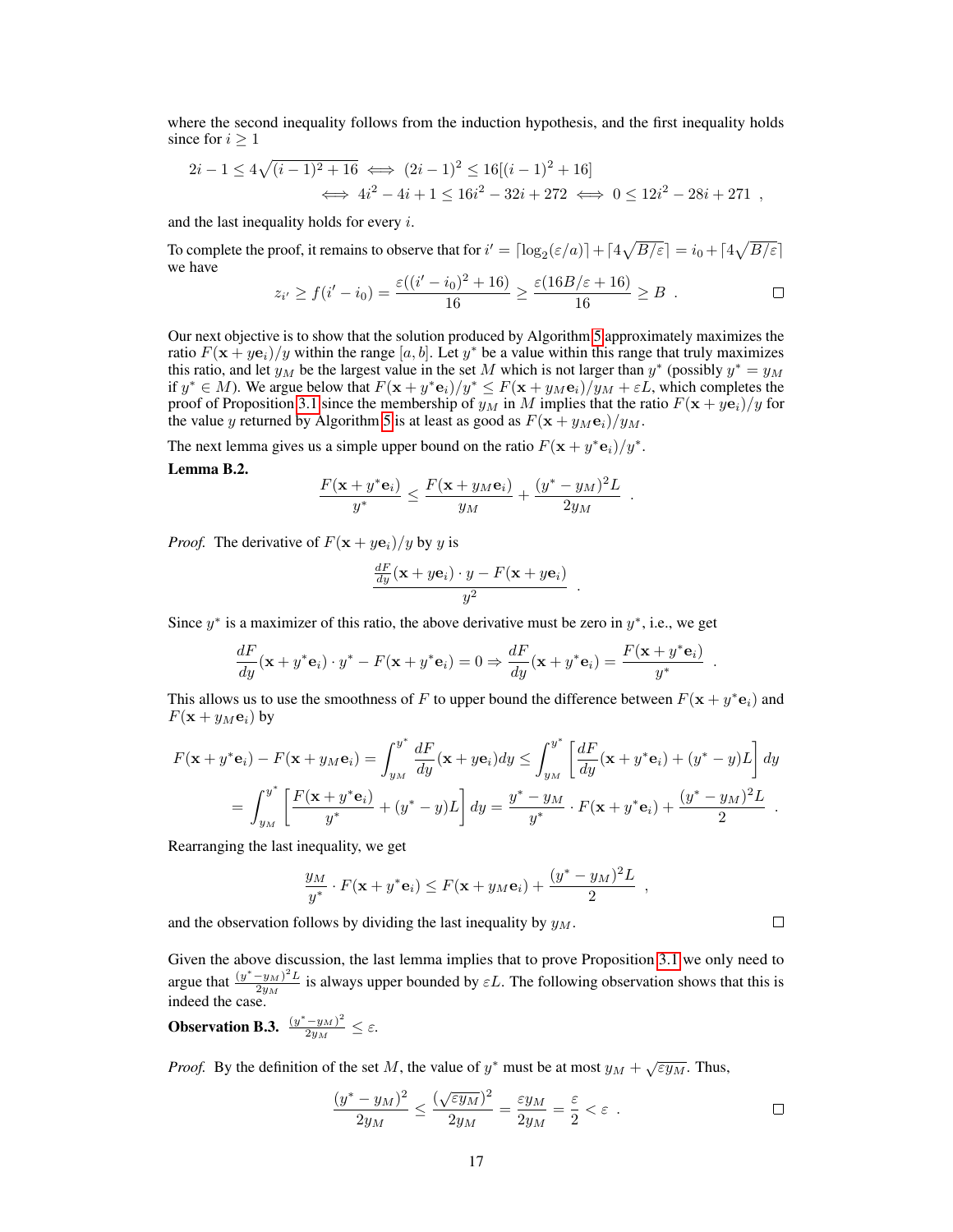where the second inequality follows from the induction hypothesis, and the first inequality holds since for $i \geq 1$

$$2i - 1 \leq 4\sqrt{(i-1)^2 + 16} \iff (2i-1)^2 \leq 16[(i-1)^2 + 16]$$
$$\iff 4i^2 - 4i + 1 \leq 16i^2 - 32i + 272 \iff 0 \leq 12i^2 - 28i + 271 \ ,$$

and the last inequality holds for every $i$.

To complete the proof, it remains to observe that for $i' = \lceil \log_2(\varepsilon/a) \rceil + \lceil 4\sqrt{B/\varepsilon} \rceil = i_0 + \lceil 4\sqrt{B/\varepsilon} \rceil$ we have

$$z_{i'} \geq f(i' - i_0) = \frac{\varepsilon((i' - i_0)^2 + 16)}{16} \geq \frac{\varepsilon(16B/\varepsilon + 16)}{16} \geq B \ . \qquad \square$$

Our next objective is to show that the solution produced by Algorithm 5 approximately maximizes the ratio $F(\mathbf{x} + y\mathbf{e}_i)/y$ within the range $[a, b]$. Let $y^*$ be a value within this range that truly maximizes this ratio, and let $y_M$ be the largest value in the set $M$ which is not larger than $y^*$ (possibly $y^* = y_M$ if $y^* \in M$). We argue below that $F(\mathbf{x} + y^*\mathbf{e}_i)/y^* \leq F(\mathbf{x} + y_M\mathbf{e}_i)/y_M + \varepsilon L$, which completes the proof of Proposition 3.1 since the membership of $y_M$ in $M$ implies that the ratio $F(\mathbf{x} + y\mathbf{e}_i)/y$ for the value $y$ returned by Algorithm 5 is at least as good as $F(\mathbf{x} + y_M\mathbf{e}_i)/y_M$.

The next lemma gives us a simple upper bound on the ratio $F(\mathbf{x} + y^*\mathbf{e}_i)/y^*$.

**Lemma B.2.**
$$\frac{F(\mathbf{x} + y^*\mathbf{e}_i)}{y^*} \leq \frac{F(\mathbf{x} + y_M\mathbf{e}_i)}{y_M} + \frac{(y^* - y_M)^2 L}{2y_M} \ .$$

*Proof.* The derivative of $F(\mathbf{x} + y\mathbf{e}_i)/y$ by $y$ is

$$\frac{\frac{dF}{dy}(\mathbf{x} + y\mathbf{e}_i) \cdot y - F(\mathbf{x} + y\mathbf{e}_i)}{y^2} \ .$$

Since $y^*$ is a maximizer of this ratio, the above derivative must be zero in $y^*$, i.e., we get

$$\frac{dF}{dy}(\mathbf{x} + y^*\mathbf{e}_i) \cdot y^* - F(\mathbf{x} + y^*\mathbf{e}_i) = 0 \Rightarrow \frac{dF}{dy}(\mathbf{x} + y^*\mathbf{e}_i) = \frac{F(\mathbf{x} + y^*\mathbf{e}_i)}{y^*} \ .$$

This allows us to use the smoothness of $F$ to upper bound the difference between $F(\mathbf{x} + y^*\mathbf{e}_i)$ and $F(\mathbf{x} + y_M\mathbf{e}_i)$ by

$$F(\mathbf{x} + y^*\mathbf{e}_i) - F(\mathbf{x} + y_M\mathbf{e}_i) = \int_{y_M}^{y^*} \frac{dF}{dy}(\mathbf{x} + y\mathbf{e}_i) dy \leq \int_{y_M}^{y^*} \left[\frac{dF}{dy}(\mathbf{x} + y^*\mathbf{e}_i) + (y^* - y)L\right] dy$$
$$= \int_{y_M}^{y^*} \left[\frac{F(\mathbf{x} + y^*\mathbf{e}_i)}{y^*} + (y^* - y)L\right] dy = \frac{y^* - y_M}{y^*} \cdot F(\mathbf{x} + y^*\mathbf{e}_i) + \frac{(y^* - y_M)^2 L}{2} \ .$$

Rearranging the last inequality, we get

$$\frac{y_M}{y^*} \cdot F(\mathbf{x} + y^*\mathbf{e}_i) \leq F(\mathbf{x} + y_M\mathbf{e}_i) + \frac{(y^* - y_M)^2 L}{2} \ ,$$

and the observation follows by dividing the last inequality by $y_M$. $\square$

Given the above discussion, the last lemma implies that to prove Proposition 3.1 we only need to argue that $\frac{(y^* - y_M)^2 L}{2y_M}$ is always upper bounded by $\varepsilon L$. The following observation shows that this is indeed the case.

**Observation B.3.** $\frac{(y^* - y_M)^2}{2y_M} \leq \varepsilon$.

*Proof.* By the definition of the set $M$, the value of $y^*$ must be at most $y_M + \sqrt{\varepsilon y_M}$. Thus,

$$\frac{(y^* - y_M)^2}{2y_M} \leq \frac{(\sqrt{\varepsilon y_M})^2}{2y_M} = \frac{\varepsilon y_M}{2y_M} = \frac{\varepsilon}{2} < \varepsilon \ . \qquad \square$$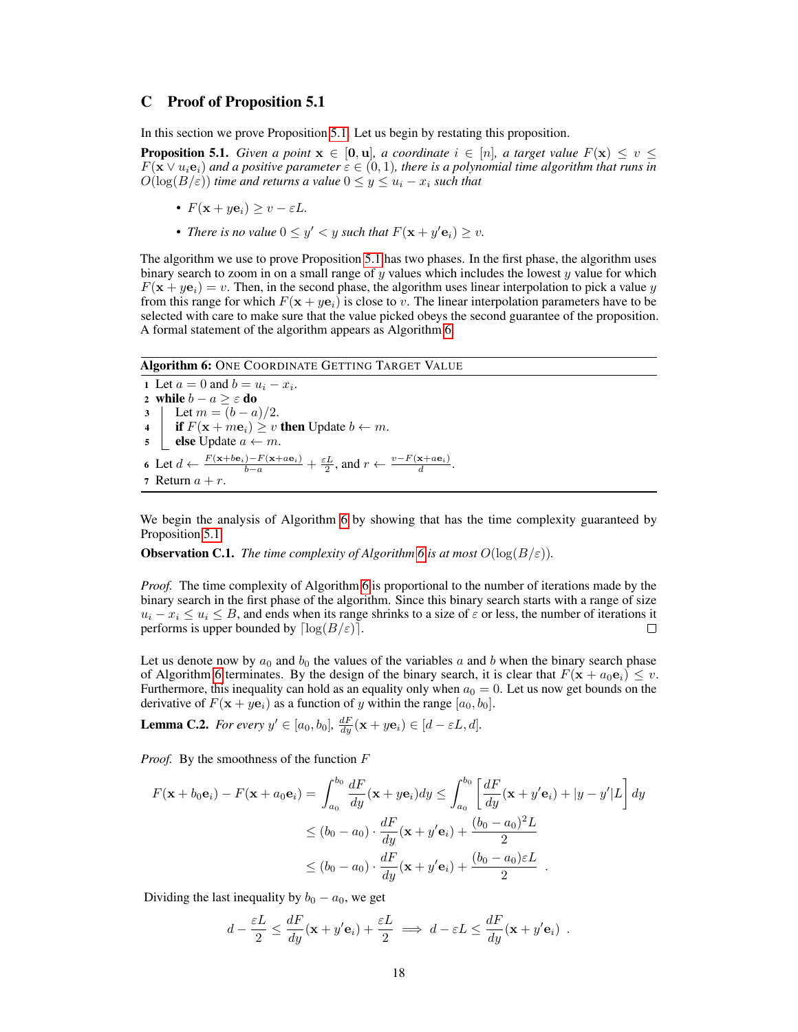# C Proof of Proposition 5.1

In this section we prove Proposition 5.1. Let us begin by restating this proposition.

**Proposition 5.1.** *Given a point $\mathbf{x} \in [\mathbf{0}, \mathbf{u}]$, a coordinate $i \in [n]$, a target value $F(\mathbf{x}) \leq v \leq F(\mathbf{x} \vee u_i \mathbf{e}_i)$ and a positive parameter $\varepsilon \in (0, 1)$, there is a polynomial time algorithm that runs in $O(\log(B/\varepsilon))$ time and returns a value $0 \leq y \leq u_i - x_i$ such that*

- *$F(\mathbf{x} + y\mathbf{e}_i) \geq v - \varepsilon L$.*
- *There is no value $0 \leq y' < y$ such that $F(\mathbf{x} + y'\mathbf{e}_i) \geq v$.*

The algorithm we use to prove Proposition 5.1 has two phases. In the first phase, the algorithm uses binary search to zoom in on a small range of $y$ values which includes the lowest $y$ value for which $F(\mathbf{x} + y\mathbf{e}_i) = v$. Then, in the second phase, the algorithm uses linear interpolation to pick a value $y$ from this range for which $F(\mathbf{x} + y\mathbf{e}_i)$ is close to $v$. The linear interpolation parameters have to be selected with care to make sure that the value picked obeys the second guarantee of the proposition. A formal statement of the algorithm appears as Algorithm 6.

**Algorithm 6:** ONE COORDINATE GETTING TARGET VALUE

```
1 Let a = 0 and b = u_i − x_i.
2 while b − a ≥ ε do
3     Let m = (b − a)/2.
4     if F(x + m e_i) ≥ v then Update b ← m.
5     else Update a ← m.
6 Let d ← (F(x + b e_i) − F(x + a e_i))/(b − a) + εL/2, and r ← (v − F(x + a e_i))/d.
7 Return a + r.
```

We begin the analysis of Algorithm 6 by showing that has the time complexity guaranteed by Proposition 5.1.

**Observation C.1.** *The time complexity of Algorithm 6 is at most $O(\log(B/\varepsilon))$.*

*Proof.* The time complexity of Algorithm 6 is proportional to the number of iterations made by the binary search in the first phase of the algorithm. Since this binary search starts with a range of size $u_i - x_i \leq u_i \leq B$, and ends when its range shrinks to a size of $\varepsilon$ or less, the number of iterations it performs is upper bounded by $\lceil \log(B/\varepsilon) \rceil$. □

Let us denote now by $a_0$ and $b_0$ the values of the variables $a$ and $b$ when the binary search phase of Algorithm 6 terminates. By the design of the binary search, it is clear that $F(\mathbf{x} + a_0\mathbf{e}_i) \leq v$. Furthermore, this inequality can hold as an equality only when $a_0 = 0$. Let us now get bounds on the derivative of $F(\mathbf{x} + y\mathbf{e}_i)$ as a function of $y$ within the range $[a_0, b_0]$.

**Lemma C.2.** *For every $y' \in [a_0, b_0]$, $\frac{dF}{dy}(\mathbf{x} + y\mathbf{e}_i) \in [d - \varepsilon L, d]$.*

*Proof.* By the smoothness of the function $F$

$$
\begin{aligned}
F(\mathbf{x} + b_0\mathbf{e}_i) - F(\mathbf{x} + a_0\mathbf{e}_i) = \int_{a_0}^{b_0} \frac{dF}{dy}(\mathbf{x} + y\mathbf{e}_i)dy &\leq \int_{a_0}^{b_0} \left[\frac{dF}{dy}(\mathbf{x} + y'\mathbf{e}_i) + |y - y'|L\right] dy \\
&\leq (b_0 - a_0) \cdot \frac{dF}{dy}(\mathbf{x} + y'\mathbf{e}_i) + \frac{(b_0 - a_0)^2 L}{2} \\
&\leq (b_0 - a_0) \cdot \frac{dF}{dy}(\mathbf{x} + y'\mathbf{e}_i) + \frac{(b_0 - a_0)\varepsilon L}{2} \quad .
\end{aligned}
$$

Dividing the last inequality by $b_0 - a_0$, we get

$$
d - \frac{\varepsilon L}{2} \leq \frac{dF}{dy}(\mathbf{x} + y'\mathbf{e}_i) + \frac{\varepsilon L}{2} \implies d - \varepsilon L \leq \frac{dF}{dy}(\mathbf{x} + y'\mathbf{e}_i) \quad .
$$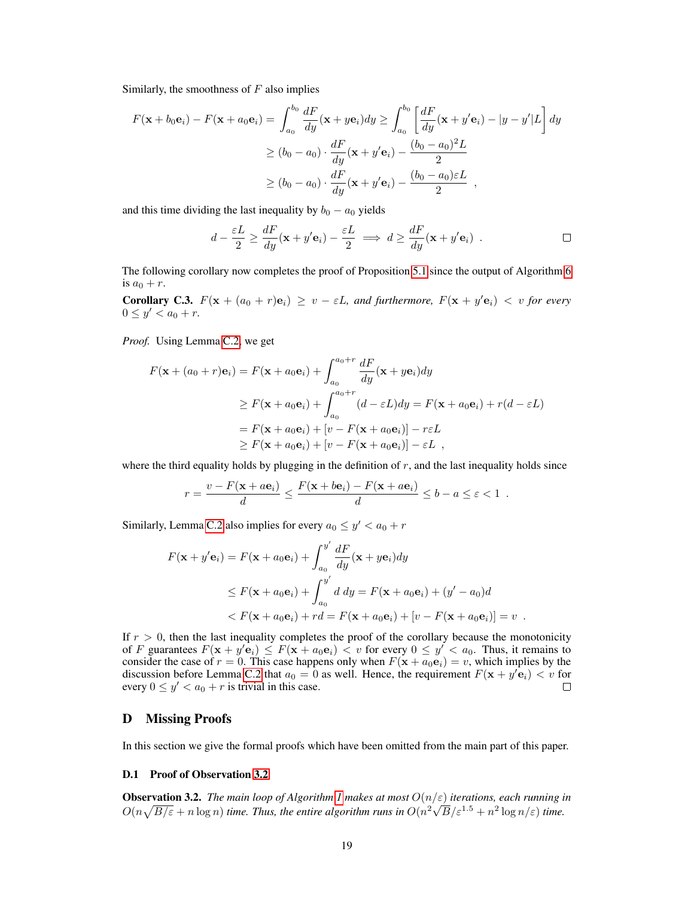Similarly, the smoothness of $F$ also implies

$$
\begin{aligned}
F(\mathbf{x} + b_0\mathbf{e}_i) - F(\mathbf{x} + a_0\mathbf{e}_i) = \int_{a_0}^{b_0} \frac{dF}{dy}(\mathbf{x} + y\mathbf{e}_i)dy &\geq \int_{a_0}^{b_0} \left[\frac{dF}{dy}(\mathbf{x} + y'\mathbf{e}_i) - |y - y'|L\right] dy \\
&\geq (b_0 - a_0) \cdot \frac{dF}{dy}(\mathbf{x} + y'\mathbf{e}_i) - \frac{(b_0 - a_0)^2 L}{2} \\
&\geq (b_0 - a_0) \cdot \frac{dF}{dy}(\mathbf{x} + y'\mathbf{e}_i) - \frac{(b_0 - a_0)\varepsilon L}{2} \quad ,
\end{aligned}
$$

and this time dividing the last inequality by $b_0 - a_0$ yields

$$
d - \frac{\varepsilon L}{2} \geq \frac{dF}{dy}(\mathbf{x} + y'\mathbf{e}_i) - \frac{\varepsilon L}{2} \implies d \geq \frac{dF}{dy}(\mathbf{x} + y'\mathbf{e}_i) \ . \qquad \square
$$

The following corollary now completes the proof of Proposition 5.1 since the output of Algorithm 6 is $a_0 + r$.

**Corollary C.3.** *$F(\mathbf{x} + (a_0 + r)\mathbf{e}_i) \geq v - \varepsilon L$, and furthermore, $F(\mathbf{x} + y'\mathbf{e}_i) < v$ for every $0 \leq y' < a_0 + r$.*

*Proof.* Using Lemma C.2, we get

$$
\begin{aligned}
F(\mathbf{x} + (a_0 + r)\mathbf{e}_i) &= F(\mathbf{x} + a_0\mathbf{e}_i) + \int_{a_0}^{a_0 + r} \frac{dF}{dy}(\mathbf{x} + y\mathbf{e}_i)dy \\
&\geq F(\mathbf{x} + a_0\mathbf{e}_i) + \int_{a_0}^{a_0 + r} (d - \varepsilon L)dy = F(\mathbf{x} + a_0\mathbf{e}_i) + r(d - \varepsilon L) \\
&= F(\mathbf{x} + a_0\mathbf{e}_i) + [v - F(\mathbf{x} + a_0\mathbf{e}_i)] - r\varepsilon L \\
&\geq F(\mathbf{x} + a_0\mathbf{e}_i) + [v - F(\mathbf{x} + a_0\mathbf{e}_i)] - \varepsilon L \ ,
\end{aligned}
$$

where the third equality holds by plugging in the definition of $r$, and the last inequality holds since

$$
r = \frac{v - F(\mathbf{x} + a\mathbf{e}_i)}{d} \leq \frac{F(\mathbf{x} + b\mathbf{e}_i) - F(\mathbf{x} + a\mathbf{e}_i)}{d} \leq b - a \leq \varepsilon < 1 \ .
$$

Similarly, Lemma C.2 also implies for every $a_0 \leq y' < a_0 + r$

$$
\begin{aligned}
F(\mathbf{x} + y'\mathbf{e}_i) &= F(\mathbf{x} + a_0\mathbf{e}_i) + \int_{a_0}^{y'} \frac{dF}{dy}(\mathbf{x} + y\mathbf{e}_i)dy \\
&\leq F(\mathbf{x} + a_0\mathbf{e}_i) + \int_{a_0}^{y'} d \ dy = F(\mathbf{x} + a_0\mathbf{e}_i) + (y' - a_0)d \\
&< F(\mathbf{x} + a_0\mathbf{e}_i) + rd = F(\mathbf{x} + a_0\mathbf{e}_i) + [v - F(\mathbf{x} + a_0\mathbf{e}_i)] = v \ .
\end{aligned}
$$

If $r > 0$, then the last inequality completes the proof of the corollary because the monotonicity of $F$ guarantees $F(\mathbf{x} + y'\mathbf{e}_i) \leq F(\mathbf{x} + a_0\mathbf{e}_i) < v$ for every $0 \leq y' < a_0$. Thus, it remains to consider the case of $r = 0$. This case happens only when $F(\mathbf{x} + a_0\mathbf{e}_i) = v$, which implies by the discussion before Lemma C.2 that $a_0 = 0$ as well. Hence, the requirement $F(\mathbf{x} + y'\mathbf{e}_i) < v$ for every $0 \leq y' < a_0 + r$ is trivial in this case. $\square$

# D Missing Proofs

In this section we give the formal proofs which have been omitted from the main part of this paper.

## D.1 Proof of Observation 3.2

**Observation 3.2.** *The main loop of Algorithm 1 makes at most $O(n/\varepsilon)$ iterations, each running in $O(n\sqrt{B/\varepsilon} + n \log n)$ time. Thus, the entire algorithm runs in $O(n^2\sqrt{B}/\varepsilon^{1.5} + n^2 \log n/\varepsilon)$ time.*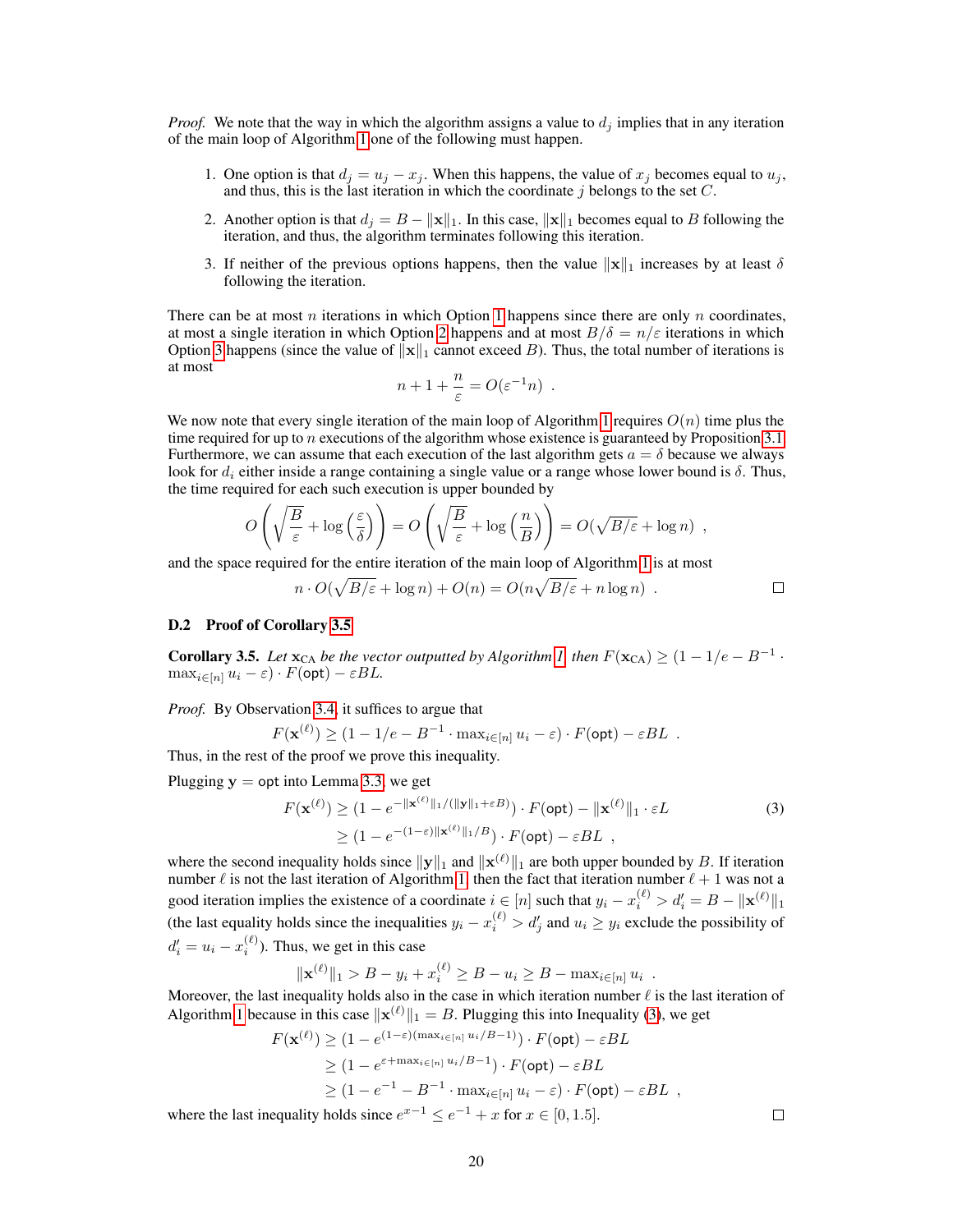*Proof.* We note that the way in which the algorithm assigns a value to $d_j$ implies that in any iteration of the main loop of Algorithm 1 one of the following must happen.

1. One option is that $d_j = u_j - x_j$. When this happens, the value of $x_j$ becomes equal to $u_j$, and thus, this is the last iteration in which the coordinate $j$ belongs to the set $C$.
2. Another option is that $d_j = B - \|\mathbf{x}\|_1$. In this case, $\|\mathbf{x}\|_1$ becomes equal to $B$ following the iteration, and thus, the algorithm terminates following this iteration.
3. If neither of the previous options happens, then the value $\|\mathbf{x}\|_1$ increases by at least $\delta$ following the iteration.

There can be at most $n$ iterations in which Option 1 happens since there are only $n$ coordinates, at most a single iteration in which Option 2 happens and at most $B/\delta = n/\varepsilon$ iterations in which Option 3 happens (since the value of $\|\mathbf{x}\|_1$ cannot exceed $B$). Thus, the total number of iterations is at most

$$n + 1 + \frac{n}{\varepsilon} = O(\varepsilon^{-1}n) \enspace .$$

We now note that every single iteration of the main loop of Algorithm 1 requires $O(n)$ time plus the time required for up to $n$ executions of the algorithm whose existence is guaranteed by Proposition 3.1. Furthermore, we can assume that each execution of the last algorithm gets $a = \delta$ because we always look for $d_i$ either inside a range containing a single value or a range whose lower bound is $\delta$. Thus, the time required for each such execution is upper bounded by

$$O\left(\sqrt{\frac{B}{\varepsilon}} + \log\left(\frac{\varepsilon}{\delta}\right)\right) = O\left(\sqrt{\frac{B}{\varepsilon}} + \log\left(\frac{n}{B}\right)\right) = O(\sqrt{B/\varepsilon} + \log n) \enspace ,$$

and the space required for the entire iteration of the main loop of Algorithm 1 is at most

$$n \cdot O(\sqrt{B/\varepsilon} + \log n) + O(n) = O(n\sqrt{B/\varepsilon} + n \log n) \enspace .$$

□

### D.2 Proof of Corollary 3.5

**Corollary 3.5.** *Let $\mathbf{x}_{\text{CA}}$ be the vector outputted by Algorithm 1, then $F(\mathbf{x}_{\text{CA}}) \geq (1 - 1/e - B^{-1} \cdot \max_{i \in [n]} u_i - \varepsilon) \cdot F(\mathsf{opt}) - \varepsilon BL$.*

*Proof.* By Observation 3.4, it suffices to argue that

$$F(\mathbf{x}^{(\ell)}) \geq (1 - 1/e - B^{-1} \cdot \max_{i \in [n]} u_i - \varepsilon) \cdot F(\mathsf{opt}) - \varepsilon BL \enspace .$$

Thus, in the rest of the proof we prove this inequality.

Plugging $\mathbf{y} = \mathsf{opt}$ into Lemma 3.3, we get

$$\begin{aligned} F(\mathbf{x}^{(\ell)}) &\geq (1 - e^{-\|\mathbf{x}^{(\ell)}\|_1/(\|\mathbf{y}\|_1 + \varepsilon B)}) \cdot F(\mathsf{opt}) - \|\mathbf{x}^{(\ell)}\|_1 \cdot \varepsilon L \\ &\geq (1 - e^{-(1-\varepsilon)\|\mathbf{x}^{(\ell)}\|_1/B}) \cdot F(\mathsf{opt}) - \varepsilon BL \enspace , \end{aligned} \tag{3}$$

where the second inequality holds since $\|\mathbf{y}\|_1$ and $\|\mathbf{x}^{(\ell)}\|_1$ are both upper bounded by $B$. If iteration number $\ell$ is not the last iteration of Algorithm 1, then the fact that iteration number $\ell + 1$ was not a good iteration implies the existence of a coordinate $i \in [n]$ such that $y_i - x_i^{(\ell)} > d'_i = B - \|\mathbf{x}^{(\ell)}\|_1$ (the last equality holds since the inequalities $y_i - x_i^{(\ell)} > d'_j$ and $u_i \geq y_i$ exclude the possibility of $d'_i = u_i - x_i^{(\ell)}$). Thus, we get in this case

$$\|\mathbf{x}^{(\ell)}\|_1 > B - y_i + x_i^{(\ell)} \geq B - u_i \geq B - \max_{i \in [n]} u_i \enspace .$$

Moreover, the last inequality holds also in the case in which iteration number $\ell$ is the last iteration of Algorithm 1 because in this case $\|\mathbf{x}^{(\ell)}\|_1 = B$. Plugging this into Inequality (3), we get

$$\begin{aligned} F(\mathbf{x}^{(\ell)}) &\geq (1 - e^{(1-\varepsilon)(\max_{i \in [n]} u_i / B - 1)}) \cdot F(\mathsf{opt}) - \varepsilon BL \\ &\geq (1 - e^{\varepsilon + \max_{i \in [n]} u_i / B - 1}) \cdot F(\mathsf{opt}) - \varepsilon BL \\ &\geq (1 - e^{-1} - B^{-1} \cdot \max_{i \in [n]} u_i - \varepsilon) \cdot F(\mathsf{opt}) - \varepsilon BL \enspace , \end{aligned}$$

where the last inequality holds since $e^{x-1} \leq e^{-1} + x$ for $x \in [0, 1.5]$.

□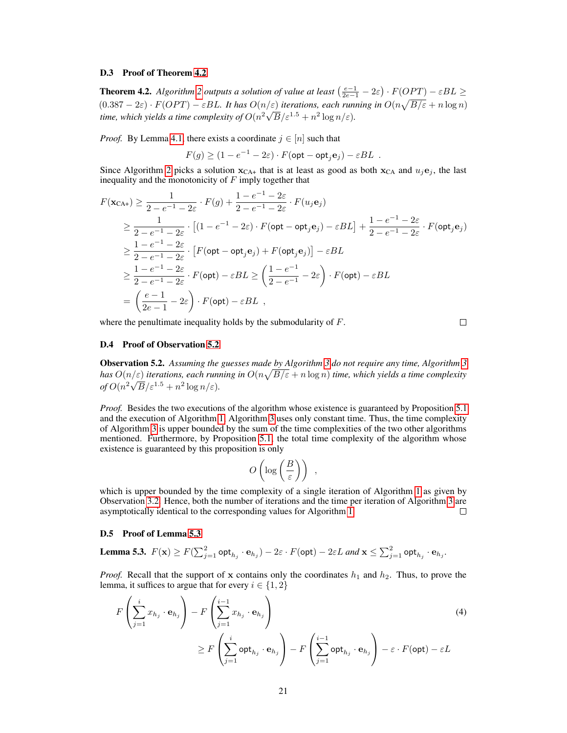### D.3 Proof of Theorem 4.2

**Theorem 4.2.** *Algorithm 2 outputs a solution of value at least $\left(\frac{e-1}{2e-1} - 2\varepsilon\right) \cdot F(OPT) - \varepsilon BL \geq (0.387 - 2\varepsilon) \cdot F(OPT) - \varepsilon BL$. It has $O(n/\varepsilon)$ iterations, each running in $O(n\sqrt{B/\varepsilon} + n \log n)$ time, which yields a time complexity of $O(n^2\sqrt{B}/\varepsilon^{1.5} + n^2 \log n/\varepsilon)$.*

*Proof.* By Lemma 4.1, there exists a coordinate $j \in [n]$ such that

$$F(g) \geq (1 - e^{-1} - 2\varepsilon) \cdot F(\mathsf{opt} - \mathsf{opt}_j \mathbf{e}_j) - \varepsilon BL \enspace .$$

Since Algorithm 2 picks a solution $\mathbf{x}_{\text{CA+}}$ that is at least as good as both $\mathbf{x}_{\text{CA}}$ and $u_j \mathbf{e}_j$, the last inequality and the monotonicity of $F$ imply together that

$$\begin{aligned}
F(\mathbf{x}_{\text{CA+}}) &\geq \frac{1}{2 - e^{-1} - 2\varepsilon} \cdot F(g) + \frac{1 - e^{-1} - 2\varepsilon}{2 - e^{-1} - 2\varepsilon} \cdot F(u_j \mathbf{e}_j) \\
&\geq \frac{1}{2 - e^{-1} - 2\varepsilon} \cdot \left[(1 - e^{-1} - 2\varepsilon) \cdot F(\mathsf{opt} - \mathsf{opt}_j \mathbf{e}_j) - \varepsilon BL\right] + \frac{1 - e^{-1} - 2\varepsilon}{2 - e^{-1} - 2\varepsilon} \cdot F(\mathsf{opt}_j \mathbf{e}_j) \\
&\geq \frac{1 - e^{-1} - 2\varepsilon}{2 - e^{-1} - 2\varepsilon} \cdot \left[F(\mathsf{opt} - \mathsf{opt}_j \mathbf{e}_j) + F(\mathsf{opt}_j \mathbf{e}_j)\right] - \varepsilon BL \\
&\geq \frac{1 - e^{-1} - 2\varepsilon}{2 - e^{-1} - 2\varepsilon} \cdot F(\mathsf{opt}) - \varepsilon BL \geq \left(\frac{1 - e^{-1}}{2 - e^{-1}} - 2\varepsilon\right) \cdot F(\mathsf{opt}) - \varepsilon BL \\
&= \left(\frac{e-1}{2e-1} - 2\varepsilon\right) \cdot F(\mathsf{opt}) - \varepsilon BL \enspace ,
\end{aligned}$$

where the penultimate inequality holds by the submodularity of $F$. ☐

### D.4 Proof of Observation 5.2

**Observation 5.2.** *Assuming the guesses made by Algorithm 3 do not require any time, Algorithm 3 has $O(n/\varepsilon)$ iterations, each running in $O(n\sqrt{B/\varepsilon} + n \log n)$ time, which yields a time complexity of $O(n^2\sqrt{B}/\varepsilon^{1.5} + n^2 \log n/\varepsilon)$.*

*Proof.* Besides the two executions of the algorithm whose existence is guaranteed by Proposition 5.1 and the execution of Algorithm 1, Algorithm 3 uses only constant time. Thus, the time complexity of Algorithm 3 is upper bounded by the sum of the time complexities of the two other algorithms mentioned. Furthermore, by Proposition 5.1, the total time complexity of the algorithm whose existence is guaranteed by this proposition is only

$$O\left(\log\left(\frac{B}{\varepsilon}\right)\right) \enspace ,$$

which is upper bounded by the time complexity of a single iteration of Algorithm 1 as given by Observation 3.2. Hence, both the number of iterations and the time per iteration of Algorithm 3 are asymptotically identical to the corresponding values for Algorithm 1. ☐

### D.5 Proof of Lemma 5.3

**Lemma 5.3.** $F(\mathbf{x}) \geq F(\sum_{j=1}^{2} \mathsf{opt}_{h_j} \cdot \mathbf{e}_{h_j}) - 2\varepsilon \cdot F(\mathsf{opt}) - 2\varepsilon L$ *and* $\mathbf{x} \leq \sum_{j=1}^{2} \mathsf{opt}_{h_j} \cdot \mathbf{e}_{h_j}$.

*Proof.* Recall that the support of $\mathbf{x}$ contains only the coordinates $h_1$ and $h_2$. Thus, to prove the lemma, it suffices to argue that for every $i \in \{1, 2\}$

$$\begin{aligned}
F\left(\sum_{j=1}^{i} x_{h_j} \cdot \mathbf{e}_{h_j}\right) - F\left(\sum_{j=1}^{i-1} x_{h_j} \cdot \mathbf{e}_{h_j}\right) \qquad\qquad\qquad\qquad\qquad\qquad\qquad\qquad (4) \\
\geq F\left(\sum_{j=1}^{i} \mathsf{opt}_{h_j} \cdot \mathbf{e}_{h_j}\right) - F\left(\sum_{j=1}^{i-1} \mathsf{opt}_{h_j} \cdot \mathbf{e}_{h_j}\right) - \varepsilon \cdot F(\mathsf{opt}) - \varepsilon L
\end{aligned}$$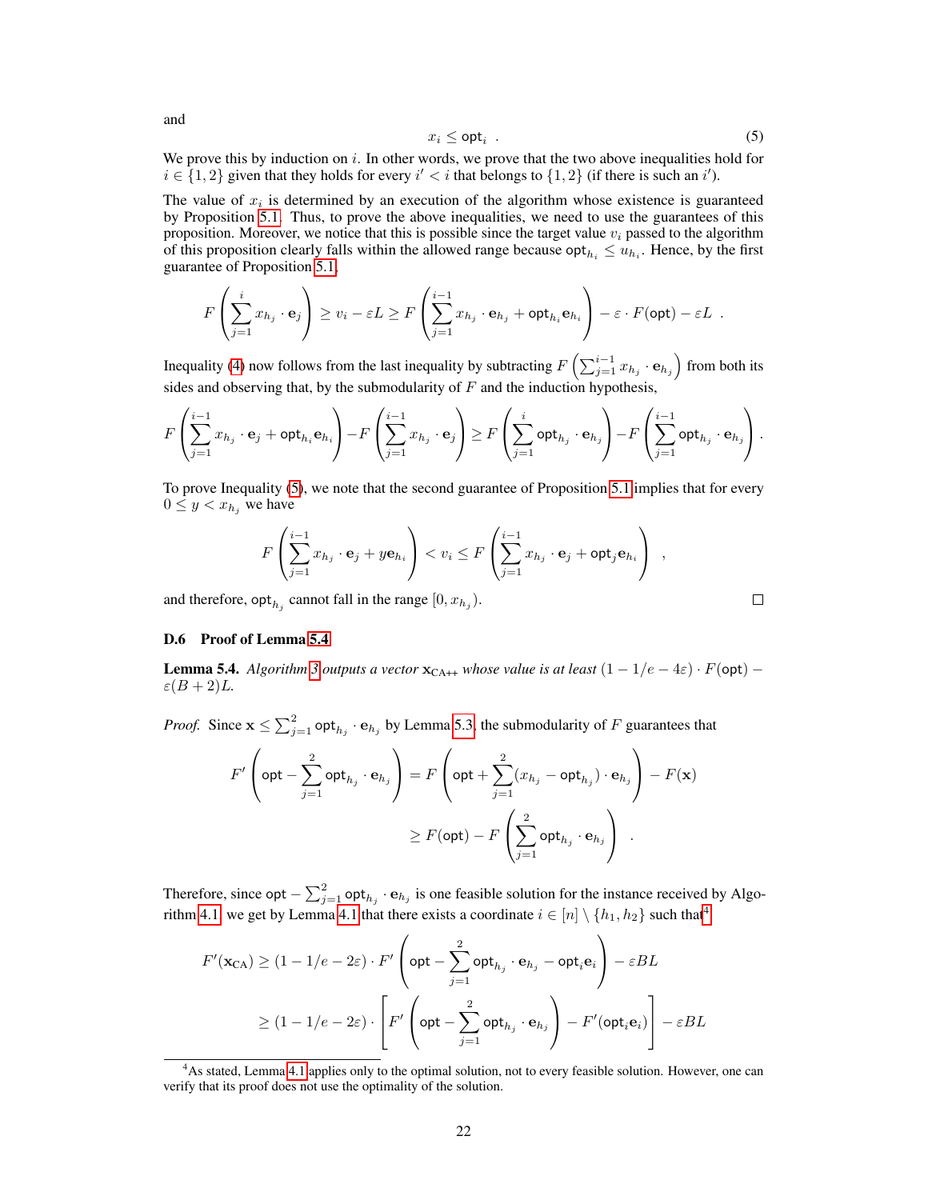and

$$x_i \leq \mathsf{opt}_i \quad . \tag{5}$$

We prove this by induction on $i$. In other words, we prove that the two above inequalities hold for $i \in \{1, 2\}$ given that they holds for every $i' < i$ that belongs to $\{1, 2\}$ (if there is such an $i'$).

The value of $x_i$ is determined by an execution of the algorithm whose existence is guaranteed by Proposition 5.1. Thus, to prove the above inequalities, we need to use the guarantees of this proposition. Moreover, we notice that this is possible since the target value $v_i$ passed to the algorithm of this proposition clearly falls within the allowed range because $\mathsf{opt}_{h_i} \leq u_{h_i}$. Hence, by the first guarantee of Proposition 5.1,

$$F\left(\sum_{j=1}^{i} x_{h_j} \cdot \mathbf{e}_j\right) \geq v_i - \varepsilon L \geq F\left(\sum_{j=1}^{i-1} x_{h_j} \cdot \mathbf{e}_{h_j} + \mathsf{opt}_{h_i} \mathbf{e}_{h_i}\right) - \varepsilon \cdot F(\mathsf{opt}) - \varepsilon L \quad .$$

Inequality (4) now follows from the last inequality by subtracting $F\left(\sum_{j=1}^{i-1} x_{h_j} \cdot \mathbf{e}_{h_j}\right)$ from both its sides and observing that, by the submodularity of $F$ and the induction hypothesis,

$$F\left(\sum_{j=1}^{i-1} x_{h_j} \cdot \mathbf{e}_j + \mathsf{opt}_{h_i} \mathbf{e}_{h_i}\right) - F\left(\sum_{j=1}^{i-1} x_{h_j} \cdot \mathbf{e}_j\right) \geq F\left(\sum_{j=1}^{i} \mathsf{opt}_{h_j} \cdot \mathbf{e}_{h_j}\right) - F\left(\sum_{j=1}^{i-1} \mathsf{opt}_{h_j} \cdot \mathbf{e}_{h_j}\right) .$$

To prove Inequality (5), we note that the second guarantee of Proposition 5.1 implies that for every $0 \leq y < x_{h_j}$ we have

$$F\left(\sum_{j=1}^{i-1} x_{h_j} \cdot \mathbf{e}_j + y \mathbf{e}_{h_i}\right) < v_i \leq F\left(\sum_{j=1}^{i-1} x_{h_j} \cdot \mathbf{e}_j + \mathsf{opt}_j \mathbf{e}_{h_i}\right) \quad ,$$

and therefore, $\mathsf{opt}_{h_j}$ cannot fall in the range $[0, x_{h_j})$. □

### D.6 Proof of Lemma 5.4

**Lemma 5.4.** *Algorithm 3 outputs a vector $\mathbf{x}_{\text{CA++}}$ whose value is at least $(1 - 1/e - 4\varepsilon) \cdot F(\mathsf{opt}) - \varepsilon(B + 2)L$.*

*Proof.* Since $\mathbf{x} \leq \sum_{j=1}^{2} \mathsf{opt}_{h_j} \cdot \mathbf{e}_{h_j}$ by Lemma 5.3, the submodularity of $F$ guarantees that

$$\begin{aligned} F'\left(\mathsf{opt} - \sum_{j=1}^{2} \mathsf{opt}_{h_j} \cdot \mathbf{e}_{h_j}\right) &= F\left(\mathsf{opt} + \sum_{j=1}^{2} (x_{h_j} - \mathsf{opt}_{h_j}) \cdot \mathbf{e}_{h_j}\right) - F(\mathbf{x}) \\ &\geq F(\mathsf{opt}) - F\left(\sum_{j=1}^{2} \mathsf{opt}_{h_j} \cdot \mathbf{e}_{h_j}\right) \quad . \end{aligned}$$

Therefore, since $\mathsf{opt} - \sum_{j=1}^{2} \mathsf{opt}_{h_j} \cdot \mathbf{e}_{h_j}$ is one feasible solution for the instance received by Algorithm 4.1, we get by Lemma 4.1 that there exists a coordinate $i \in [n] \setminus \{h_1, h_2\}$ such that[4]

$$\begin{aligned} F'(\mathbf{x}_{\text{CA}}) &\geq (1 - 1/e - 2\varepsilon) \cdot F'\left(\mathsf{opt} - \sum_{j=1}^{2} \mathsf{opt}_{h_j} \cdot \mathbf{e}_{h_j} - \mathsf{opt}_i \mathbf{e}_i\right) - \varepsilon B L \\ &\geq (1 - 1/e - 2\varepsilon) \cdot \left[F'\left(\mathsf{opt} - \sum_{j=1}^{2} \mathsf{opt}_{h_j} \cdot \mathbf{e}_{h_j}\right) - F'(\mathsf{opt}_i \mathbf{e}_i)\right] - \varepsilon B L \end{aligned}$$

[4] As stated, Lemma 4.1 applies only to the optimal solution, not to every feasible solution. However, one can verify that its proof does not use the optimality of the solution.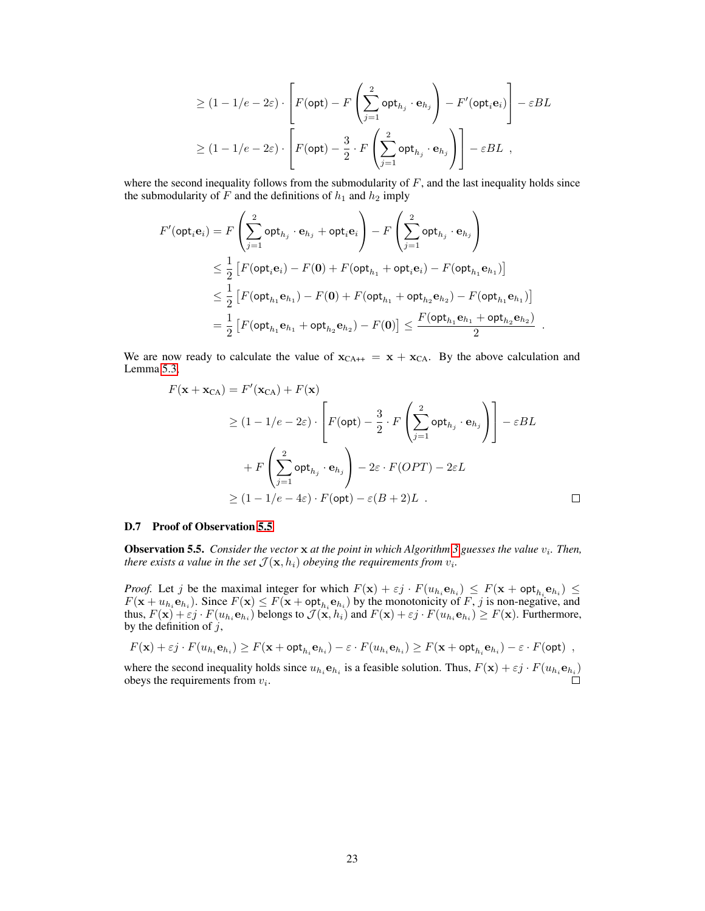$$\geq (1 - 1/e - 2\varepsilon) \cdot \left[ F(\mathsf{opt}) - F\left( \sum_{j=1}^{2} \mathsf{opt}_{h_j} \cdot \mathbf{e}_{h_j} \right) - F'(\mathsf{opt}_i \mathbf{e}_i) \right] - \varepsilon BL$$

$$\geq (1 - 1/e - 2\varepsilon) \cdot \left[ F(\mathsf{opt}) - \frac{3}{2} \cdot F\left( \sum_{j=1}^{2} \mathsf{opt}_{h_j} \cdot \mathbf{e}_{h_j} \right) \right] - \varepsilon BL \enspace ,$$

where the second inequality follows from the submodularity of $F$, and the last inequality holds since the submodularity of $F$ and the definitions of $h_1$ and $h_2$ imply

$$\begin{aligned}
F'(\mathsf{opt}_i \mathbf{e}_i) &= F\left( \sum_{j=1}^{2} \mathsf{opt}_{h_j} \cdot \mathbf{e}_{h_j} + \mathsf{opt}_i \mathbf{e}_i \right) - F\left( \sum_{j=1}^{2} \mathsf{opt}_{h_j} \cdot \mathbf{e}_{h_j} \right) \\
&\leq \frac{1}{2} \left[ F(\mathsf{opt}_i \mathbf{e}_i) - F(\mathbf{0}) + F(\mathsf{opt}_{h_1} + \mathsf{opt}_i \mathbf{e}_i) - F(\mathsf{opt}_{h_1} \mathbf{e}_{h_1}) \right] \\
&\leq \frac{1}{2} \left[ F(\mathsf{opt}_{h_1} \mathbf{e}_{h_1}) - F(\mathbf{0}) + F(\mathsf{opt}_{h_1} + \mathsf{opt}_{h_2} \mathbf{e}_{h_2}) - F(\mathsf{opt}_{h_1} \mathbf{e}_{h_1}) \right] \\
&= \frac{1}{2} \left[ F(\mathsf{opt}_{h_1} \mathbf{e}_{h_1} + \mathsf{opt}_{h_2} \mathbf{e}_{h_2}) - F(\mathbf{0}) \right] \leq \frac{F(\mathsf{opt}_{h_1} \mathbf{e}_{h_1} + \mathsf{opt}_{h_2} \mathbf{e}_{h_2})}{2} \enspace .
\end{aligned}$$

We are now ready to calculate the value of $\mathbf{x}_{\text{CA++}} = \mathbf{x} + \mathbf{x}_{\text{CA}}$. By the above calculation and Lemma 5.3,

$$\begin{aligned}
F(\mathbf{x} + \mathbf{x}_{\text{CA}}) &= F'(\mathbf{x}_{\text{CA}}) + F(\mathbf{x}) \\
&\geq (1 - 1/e - 2\varepsilon) \cdot \left[ F(\mathsf{opt}) - \frac{3}{2} \cdot F\left( \sum_{j=1}^{2} \mathsf{opt}_{h_j} \cdot \mathbf{e}_{h_j} \right) \right] - \varepsilon BL \\
&\quad + F\left( \sum_{j=1}^{2} \mathsf{opt}_{h_j} \cdot \mathbf{e}_{h_j} \right) - 2\varepsilon \cdot F(OPT) - 2\varepsilon L \\
&\geq (1 - 1/e - 4\varepsilon) \cdot F(\mathsf{opt}) - \varepsilon(B + 2)L \enspace .
\end{aligned}$$

∎

### D.7 Proof of Observation 5.5

**Observation 5.5.** *Consider the vector $\mathbf{x}$ at the point in which Algorithm 3 guesses the value $v_i$. Then, there exists a value in the set $\mathcal{J}(\mathbf{x}, h_i)$ obeying the requirements from $v_i$.*

*Proof.* Let $j$ be the maximal integer for which $F(\mathbf{x}) + \varepsilon j \cdot F(u_{h_i} \mathbf{e}_{h_i}) \leq F(\mathbf{x} + \mathsf{opt}_{h_i} \mathbf{e}_{h_i}) \leq F(\mathbf{x} + u_{h_i} \mathbf{e}_{h_i})$. Since $F(\mathbf{x}) \leq F(\mathbf{x} + \mathsf{opt}_{h_i} \mathbf{e}_{h_i})$ by the monotonicity of $F$, $j$ is non-negative, and thus, $F(\mathbf{x}) + \varepsilon j \cdot F(u_{h_i} \mathbf{e}_{h_i})$ belongs to $\mathcal{J}(\mathbf{x}, h_i)$ and $F(\mathbf{x}) + \varepsilon j \cdot F(u_{h_i} \mathbf{e}_{h_i}) \geq F(\mathbf{x})$. Furthermore, by the definition of $j$,

$$F(\mathbf{x}) + \varepsilon j \cdot F(u_{h_i} \mathbf{e}_{h_i}) \geq F(\mathbf{x} + \mathsf{opt}_{h_i} \mathbf{e}_{h_i}) - \varepsilon \cdot F(u_{h_i} \mathbf{e}_{h_i}) \geq F(\mathbf{x} + \mathsf{opt}_{h_i} \mathbf{e}_{h_i}) - \varepsilon \cdot F(\mathsf{opt}) \enspace ,$$

where the second inequality holds since $u_{h_i} \mathbf{e}_{h_i}$ is a feasible solution. Thus, $F(\mathbf{x}) + \varepsilon j \cdot F(u_{h_i} \mathbf{e}_{h_i})$ obeys the requirements from $v_i$. ∎